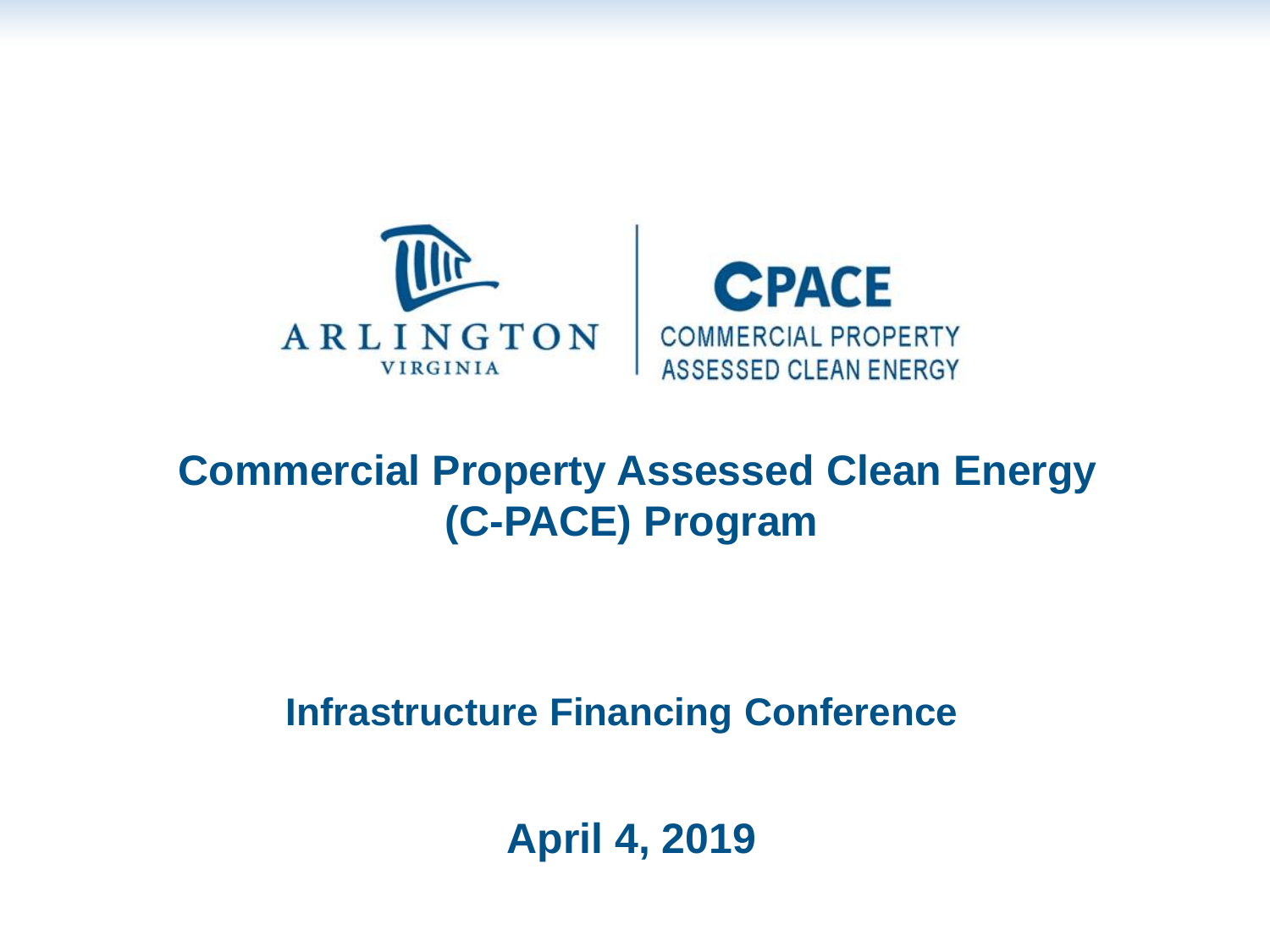ARLINGTON
VIRGINIA

CPACE
COMMERCIAL PROPERTY
ASSESSED CLEAN ENERGY

# Commercial Property Assessed Clean Energy (C-PACE) Program

## Infrastructure Financing Conference

## April 4, 2019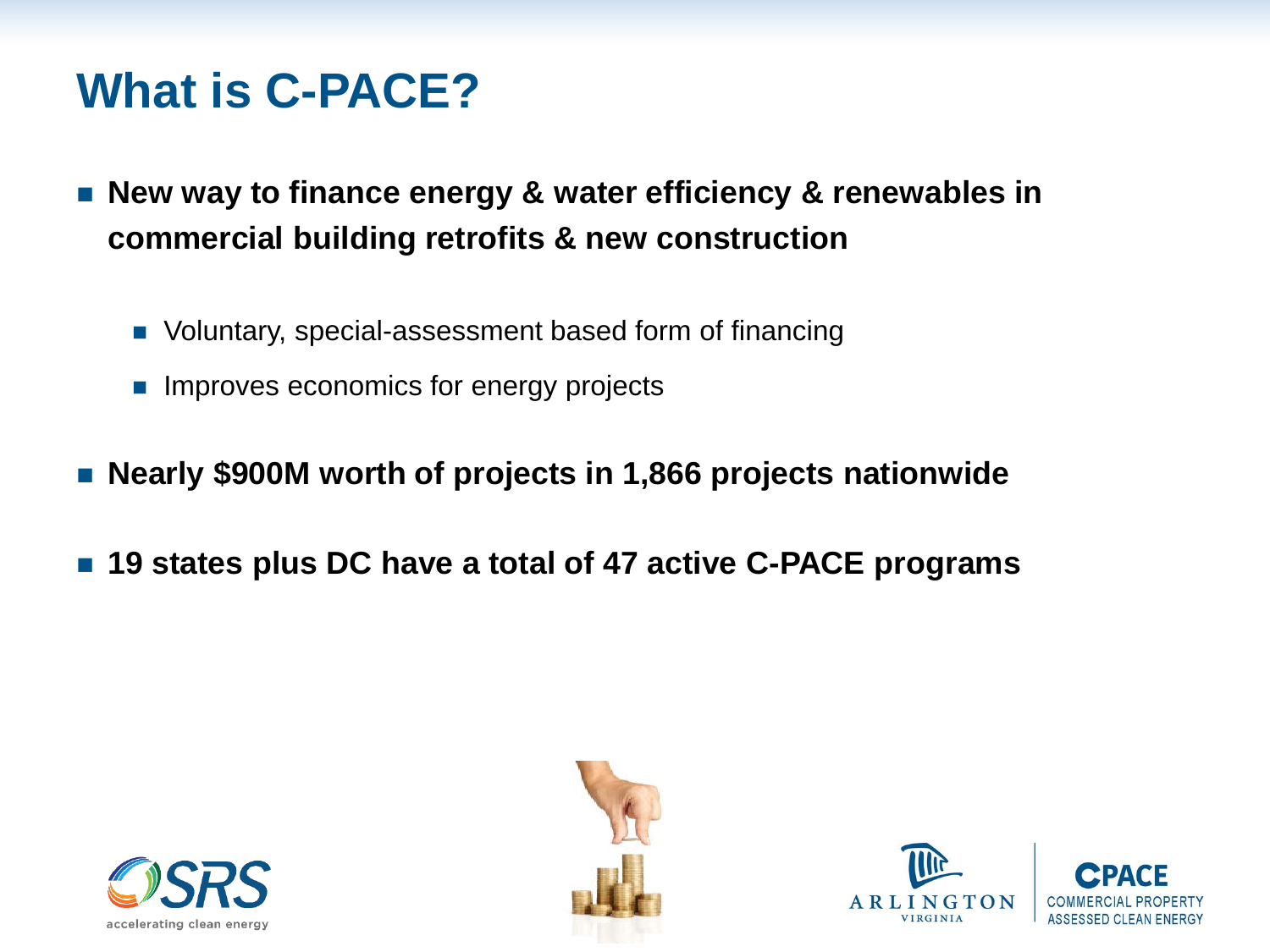# What is C-PACE?

- **New way to finance energy & water efficiency & renewables in commercial building retrofits & new construction**
  - Voluntary, special-assessment based form of financing
  - Improves economics for energy projects
- **Nearly $900M worth of projects in 1,866 projects nationwide**
- **19 states plus DC have a total of 47 active C-PACE programs**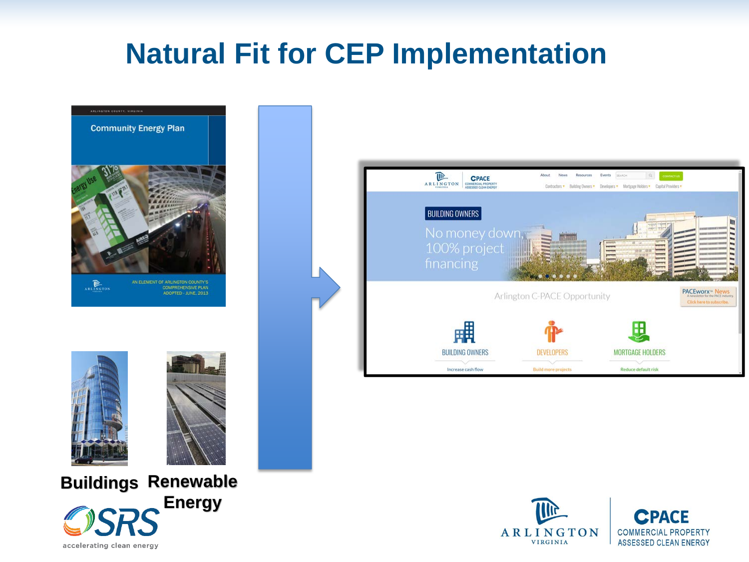# Natural Fit for CEP Implementation

**Buildings**

**Renewable Energy**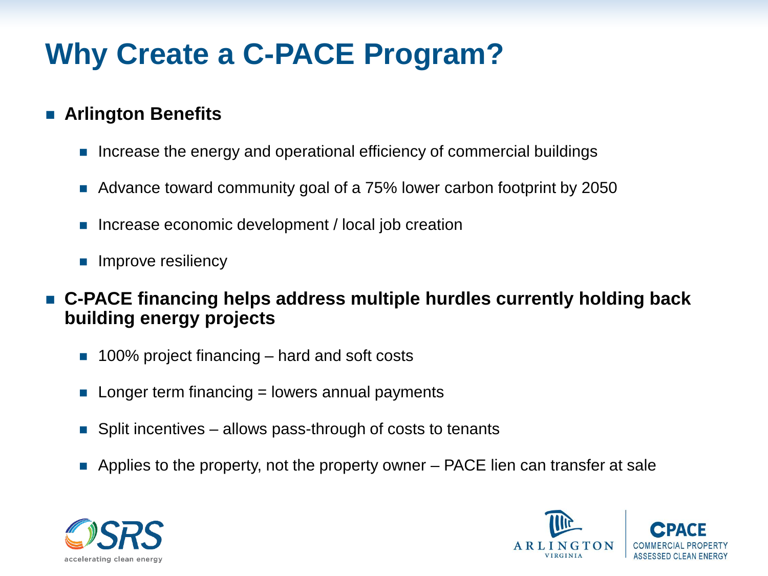# Why Create a C-PACE Program?

- **Arlington Benefits**
  - Increase the energy and operational efficiency of commercial buildings
  - Advance toward community goal of a 75% lower carbon footprint by 2050
  - Increase economic development / local job creation
  - Improve resiliency
- **C-PACE financing helps address multiple hurdles currently holding back building energy projects**
  - 100% project financing – hard and soft costs
  - Longer term financing = lowers annual payments
  - Split incentives – allows pass-through of costs to tenants
  - Applies to the property, not the property owner – PACE lien can transfer at sale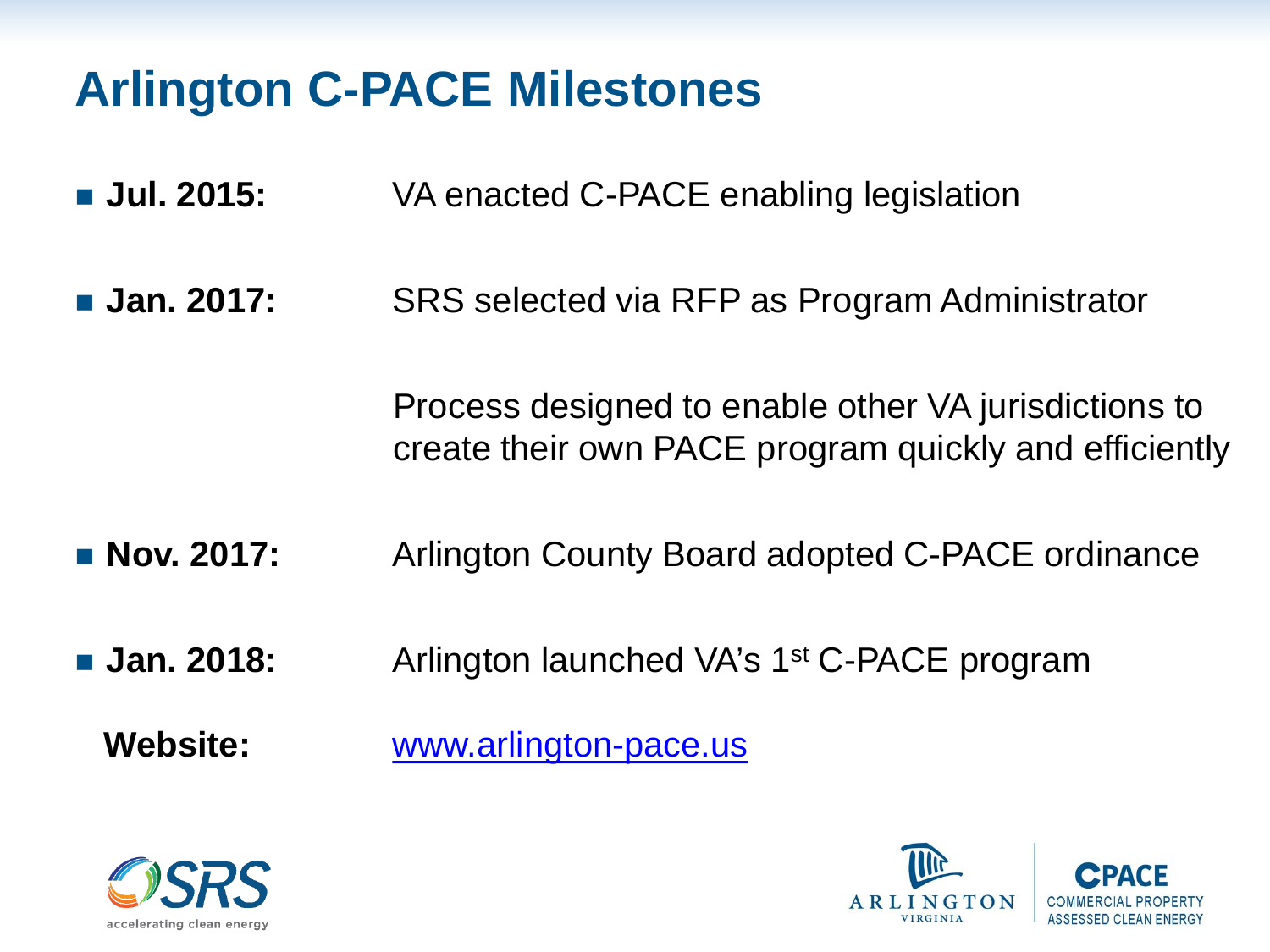# Arlington C-PACE Milestones

- **Jul. 2015:** VA enacted C-PACE enabling legislation
- **Jan. 2017:** SRS selected via RFP as Program Administrator

  Process designed to enable other VA jurisdictions to create their own PACE program quickly and efficiently
- **Nov. 2017:** Arlington County Board adopted C-PACE ordinance
- **Jan. 2018:** Arlington launched VA's 1st C-PACE program

**Website:** www.arlington-pace.us

SRS accelerating clean energy

ARLINGTON VIRGINIA

CPACE COMMERCIAL PROPERTY ASSESSED CLEAN ENERGY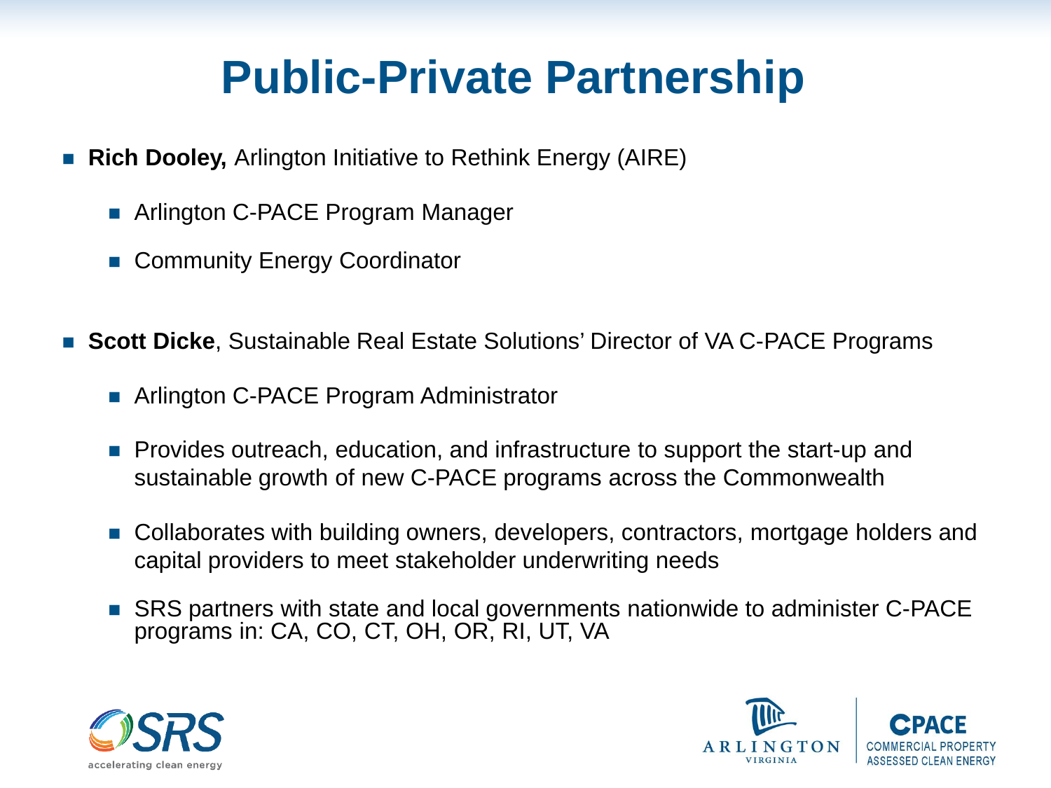# Public-Private Partnership

- **Rich Dooley,** Arlington Initiative to Rethink Energy (AIRE)
  - Arlington C-PACE Program Manager
  - Community Energy Coordinator

- **Scott Dicke**, Sustainable Real Estate Solutions' Director of VA C-PACE Programs
  - Arlington C-PACE Program Administrator
  - Provides outreach, education, and infrastructure to support the start-up and sustainable growth of new C-PACE programs across the Commonwealth
  - Collaborates with building owners, developers, contractors, mortgage holders and capital providers to meet stakeholder underwriting needs
  - SRS partners with state and local governments nationwide to administer C-PACE programs in: CA, CO, CT, OH, OR, RI, UT, VA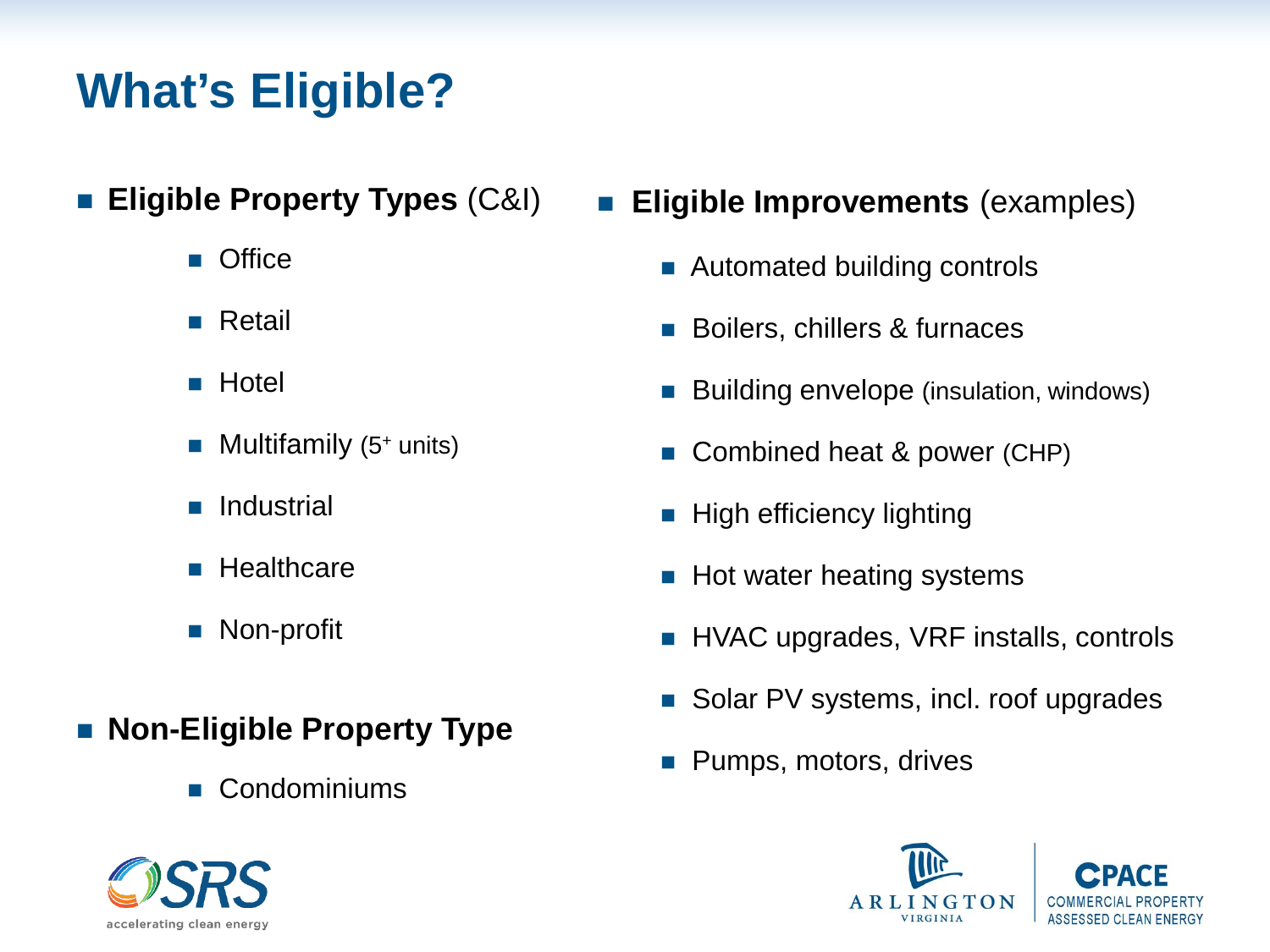# What's Eligible?

- **Eligible Property Types** (C&I)
  - Office
  - Retail
  - Hotel
  - Multifamily (5+ units)
  - Industrial
  - Healthcare
  - Non-profit

- **Non-Eligible Property Type**
  - Condominiums

- **Eligible Improvements** (examples)
  - Automated building controls
  - Boilers, chillers & furnaces
  - Building envelope (insulation, windows)
  - Combined heat & power (CHP)
  - High efficiency lighting
  - Hot water heating systems
  - HVAC upgrades, VRF installs, controls
  - Solar PV systems, incl. roof upgrades
  - Pumps, motors, drives

SRS accelerating clean energy

ARLINGTON VIRGINIA

CPACE COMMERCIAL PROPERTY ASSESSED CLEAN ENERGY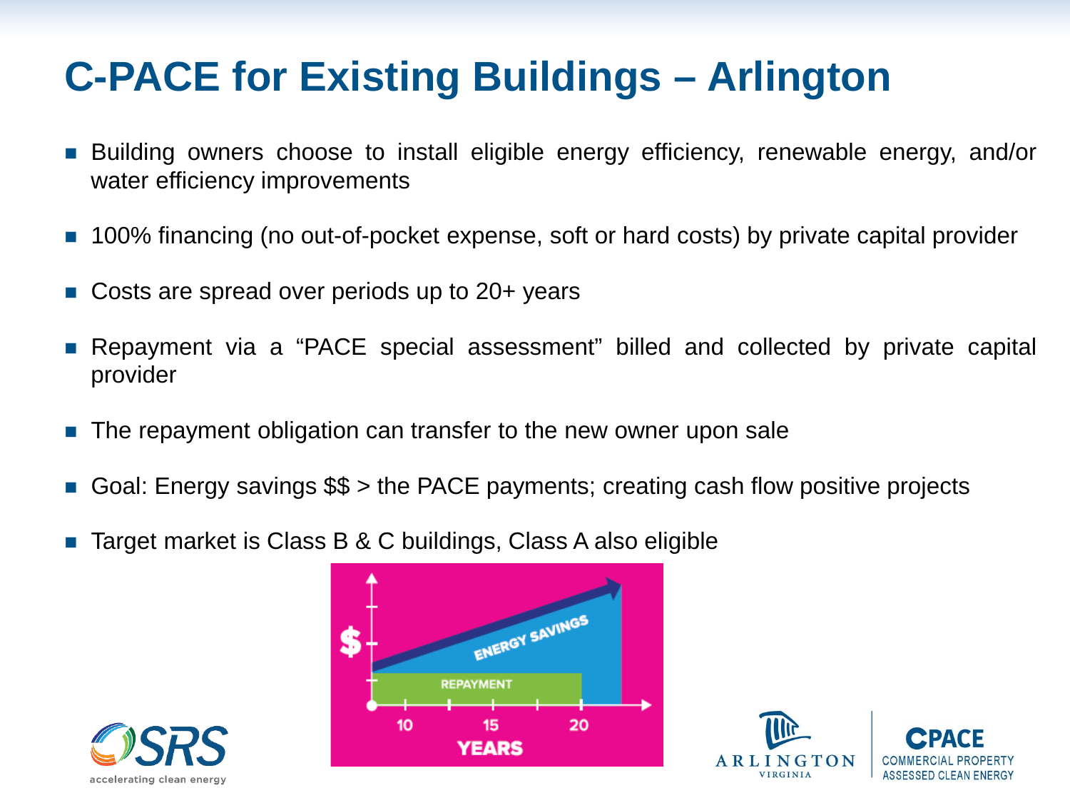# C-PACE for Existing Buildings – Arlington

- Building owners choose to install eligible energy efficiency, renewable energy, and/or water efficiency improvements
- 100% financing (no out-of-pocket expense, soft or hard costs) by private capital provider
- Costs are spread over periods up to 20+ years
- Repayment via a "PACE special assessment" billed and collected by private capital provider
- The repayment obligation can transfer to the new owner upon sale
- Goal: Energy savings $$ > the PACE payments; creating cash flow positive projects
- Target market is Class B & C buildings, Class A also eligible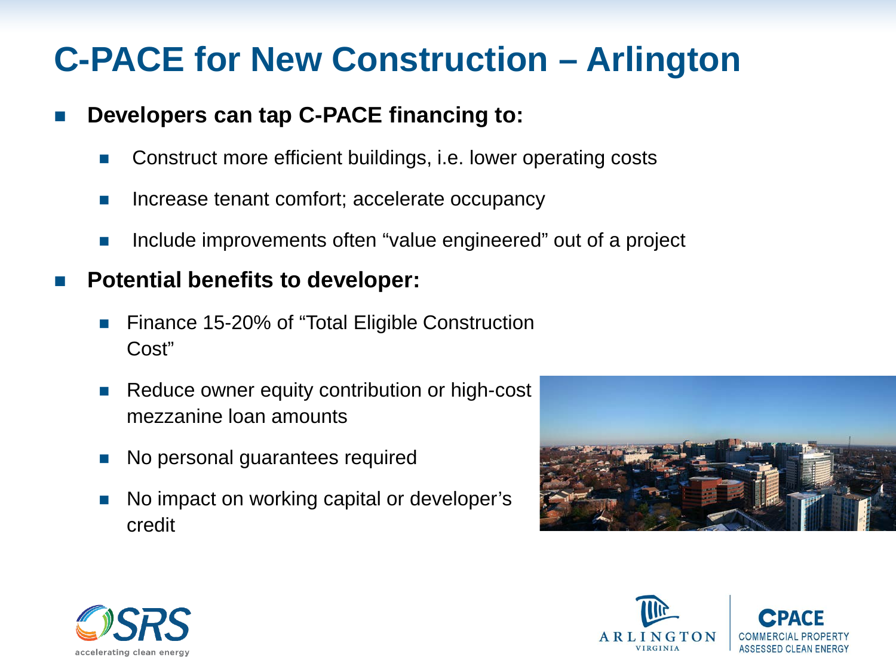# C-PACE for New Construction – Arlington

- **Developers can tap C-PACE financing to:**
  - Construct more efficient buildings, i.e. lower operating costs
  - Increase tenant comfort; accelerate occupancy
  - Include improvements often "value engineered" out of a project
- **Potential benefits to developer:**
  - Finance 15-20% of "Total Eligible Construction Cost"
  - Reduce owner equity contribution or high-cost mezzanine loan amounts
  - No personal guarantees required
  - No impact on working capital or developer's credit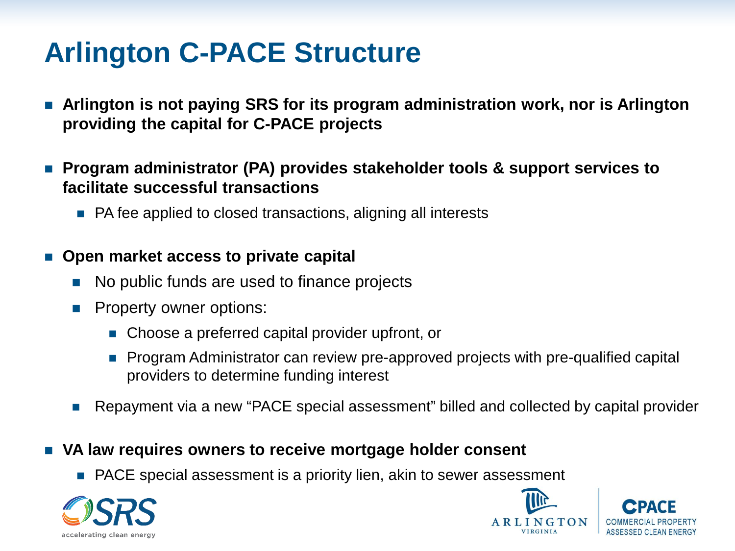# Arlington C-PACE Structure

- **Arlington is not paying SRS for its program administration work, nor is Arlington providing the capital for C-PACE projects**
- **Program administrator (PA) provides stakeholder tools & support services to facilitate successful transactions**
  - PA fee applied to closed transactions, aligning all interests
- **Open market access to private capital**
  - No public funds are used to finance projects
  - Property owner options:
    - Choose a preferred capital provider upfront, or
    - Program Administrator can review pre-approved projects with pre-qualified capital providers to determine funding interest
  - Repayment via a new "PACE special assessment" billed and collected by capital provider
- **VA law requires owners to receive mortgage holder consent**
  - PACE special assessment is a priority lien, akin to sewer assessment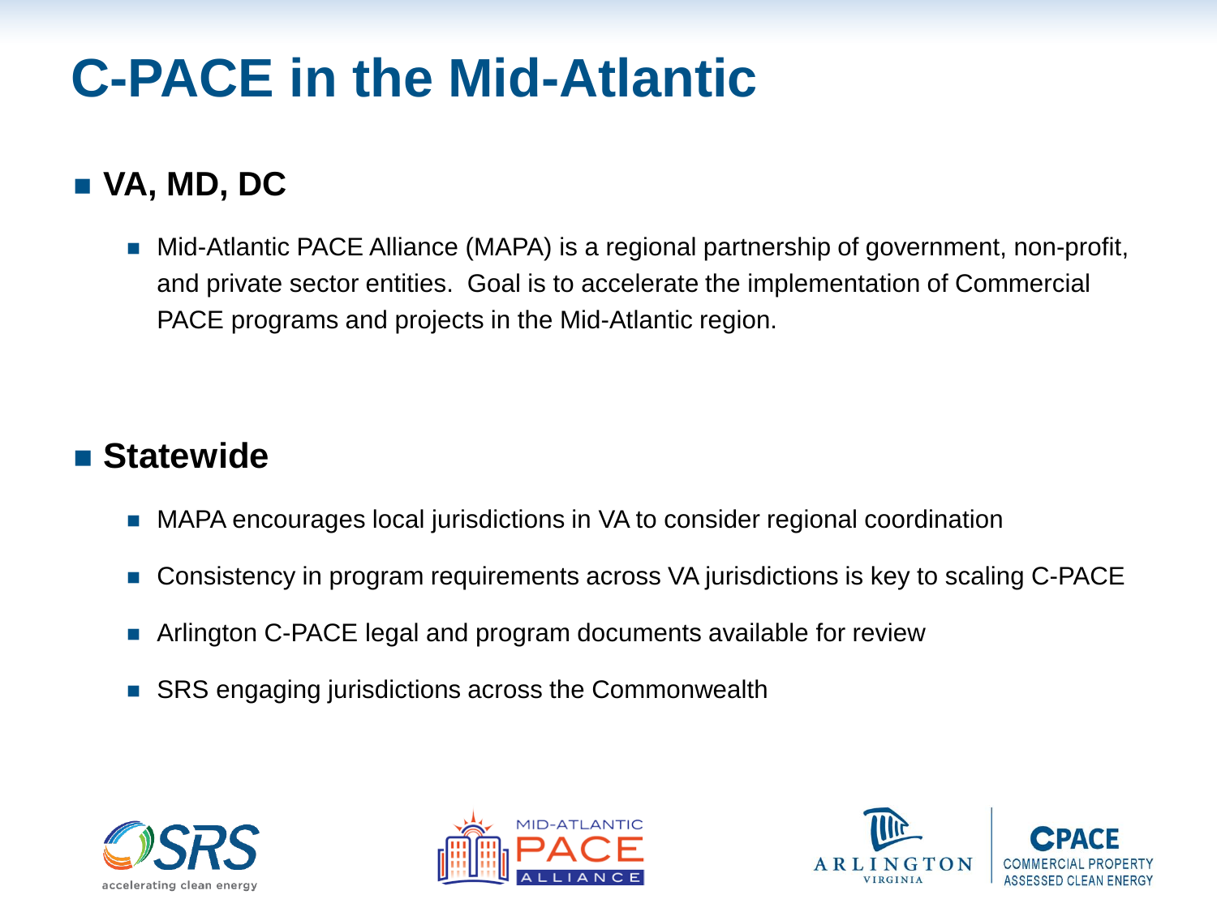# C-PACE in the Mid-Atlantic

- **VA, MD, DC**
  - Mid-Atlantic PACE Alliance (MAPA) is a regional partnership of government, non-profit, and private sector entities. Goal is to accelerate the implementation of Commercial PACE programs and projects in the Mid-Atlantic region.

- **Statewide**
  - MAPA encourages local jurisdictions in VA to consider regional coordination
  - Consistency in program requirements across VA jurisdictions is key to scaling C-PACE
  - Arlington C-PACE legal and program documents available for review
  - SRS engaging jurisdictions across the Commonwealth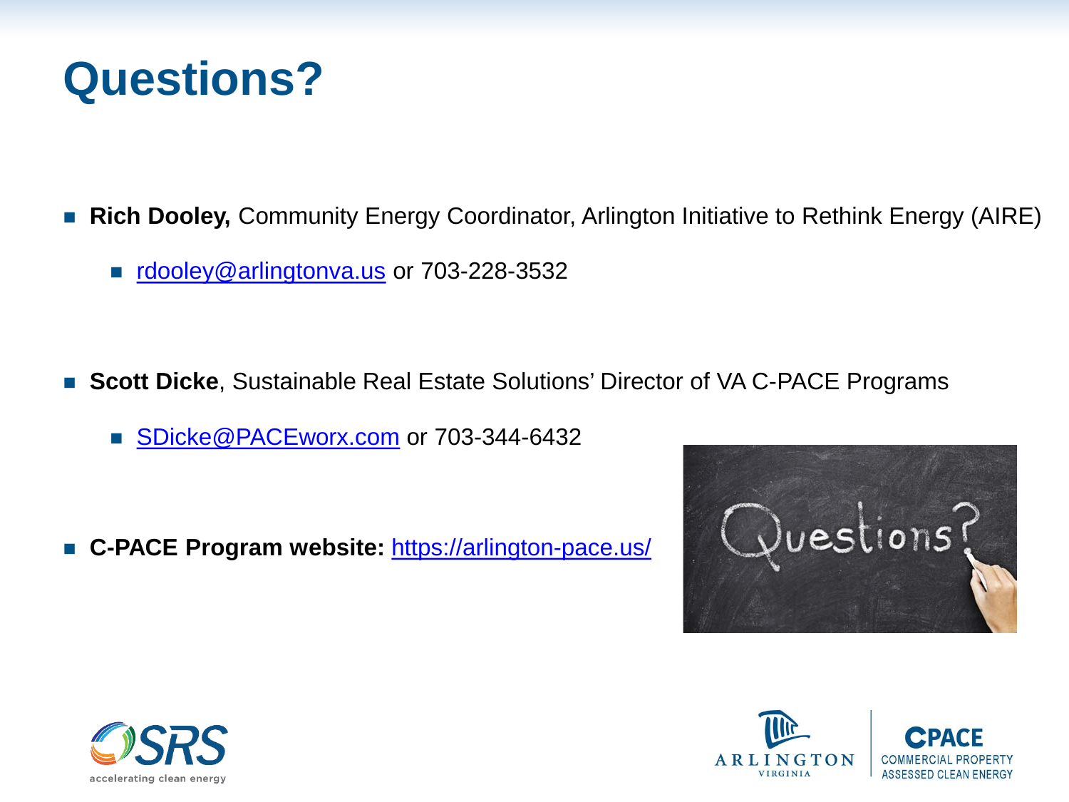# Questions?

- **Rich Dooley,** Community Energy Coordinator, Arlington Initiative to Rethink Energy (AIRE)
  - rdooley@arlingtonva.us or 703-228-3532

- **Scott Dicke**, Sustainable Real Estate Solutions' Director of VA C-PACE Programs
  - SDicke@PACEworx.com or 703-344-6432

- **C-PACE Program website:** https://arlington-pace.us/